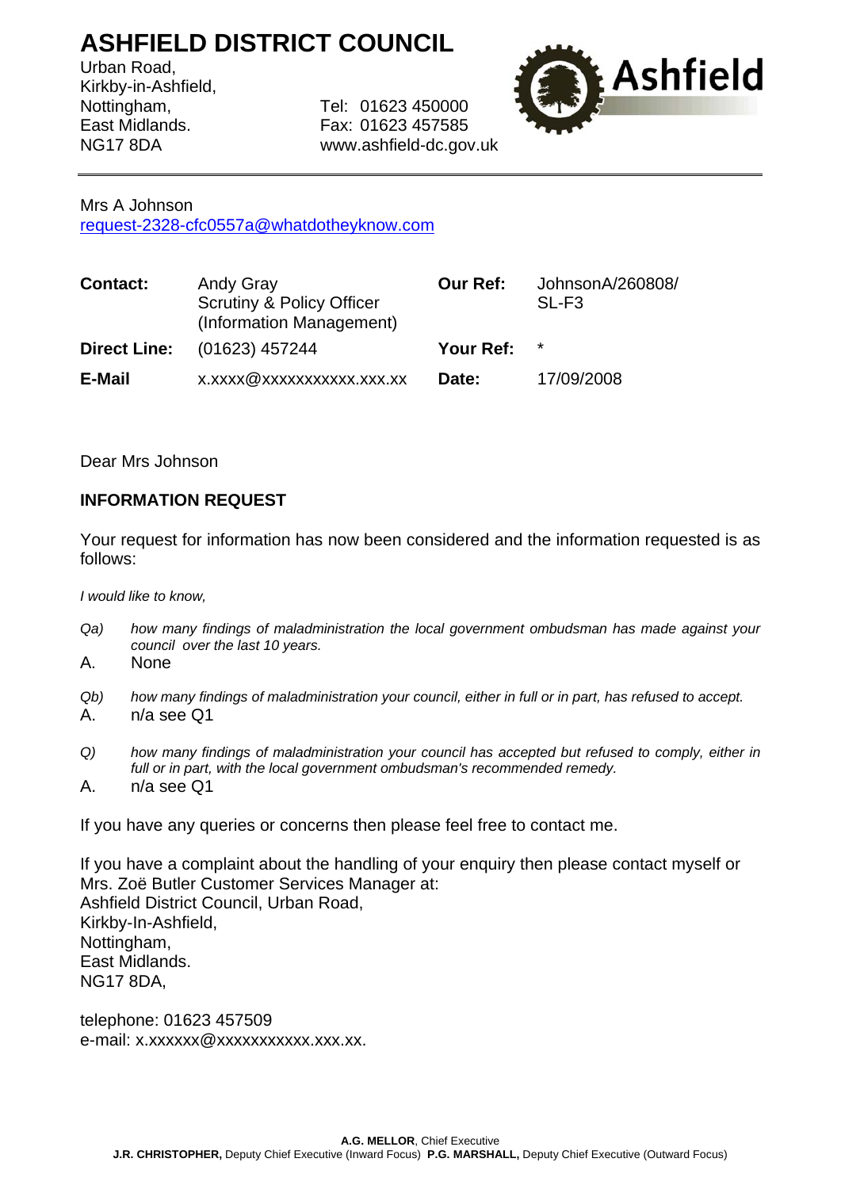# ASHFIELD DISTRICT COUNCIL

Urban Road,
Kirkby-in-Ashfield,
Nottingham,
East Midlands.
NG17 8DA

Tel: 01623 450000
Fax: 01623 457585
www.ashfield-dc.gov.uk

Ashfield

---

Mrs A Johnson
request-2328-cfc0557a@whatdotheyknow.com

| | | | |
|---|---|---|---|
| **Contact:** | Andy Gray<br>Scrutiny & Policy Officer<br>(Information Management) | **Our Ref:** | JohnsonA/260808/<br>SL-F3 |
| **Direct Line:** | (01623) 457244 | **Your Ref:** | * |
| **E-Mail** | x.xxxx@xxxxxxxxxxx.xxx.xx | **Date:** | 17/09/2008 |

Dear Mrs Johnson

**INFORMATION REQUEST**

Your request for information has now been considered and the information requested is as follows:

*I would like to know,*

*Qa) how many findings of maladministration the local government ombudsman has made against your council over the last 10 years.*

A. None

*Qb) how many findings of maladministration your council, either in full or in part, has refused to accept.*

A. n/a see Q1

*Q) how many findings of maladministration your council has accepted but refused to comply, either in full or in part, with the local government ombudsman's recommended remedy.*

A. n/a see Q1

If you have any queries or concerns then please feel free to contact me.

If you have a complaint about the handling of your enquiry then please contact myself or Mrs. Zoë Butler Customer Services Manager at:
Ashfield District Council, Urban Road,
Kirkby-In-Ashfield,
Nottingham,
East Midlands.
NG17 8DA,

telephone: 01623 457509
e-mail: x.xxxxxx@xxxxxxxxxxx.xxx.xx.

**A.G. MELLOR**, Chief Executive
**J.R. CHRISTOPHER,** Deputy Chief Executive (Inward Focus) **P.G. MARSHALL,** Deputy Chief Executive (Outward Focus)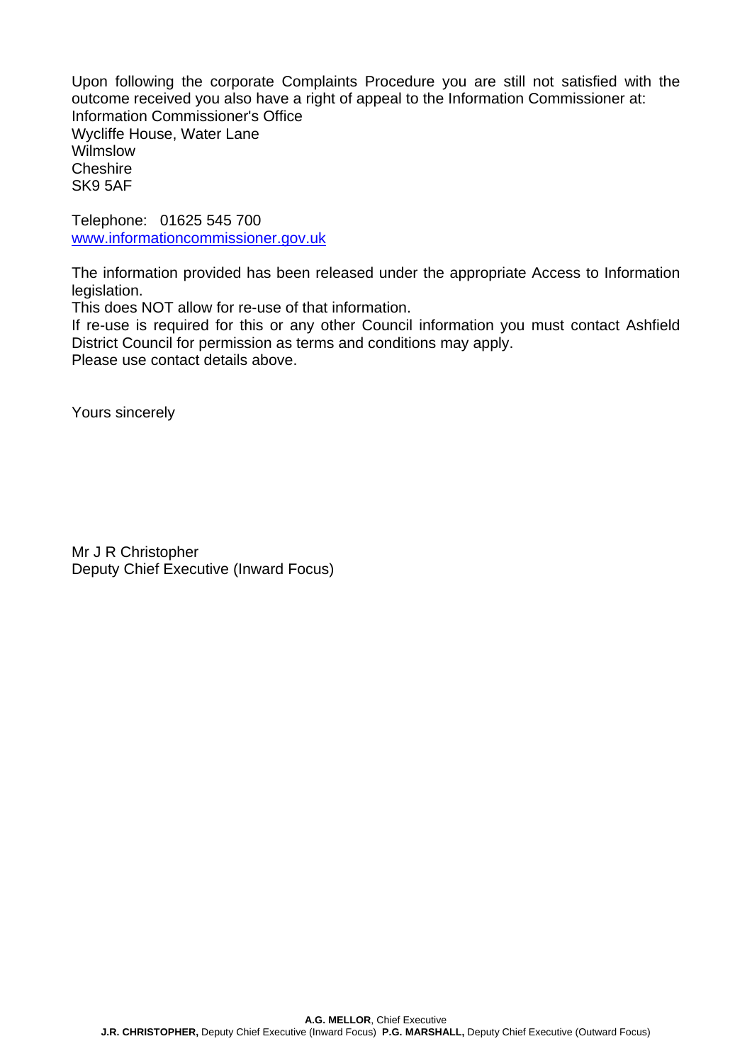Upon following the corporate Complaints Procedure you are still not satisfied with the outcome received you also have a right of appeal to the Information Commissioner at:
Information Commissioner's Office
Wycliffe House, Water Lane
Wilmslow
Cheshire
SK9 5AF

Telephone: 01625 545 700
www.informationcommissioner.gov.uk

The information provided has been released under the appropriate Access to Information legislation.
This does NOT allow for re-use of that information.
If re-use is required for this or any other Council information you must contact Ashfield District Council for permission as terms and conditions may apply.
Please use contact details above.

Yours sincerely

Mr J R Christopher
Deputy Chief Executive (Inward Focus)